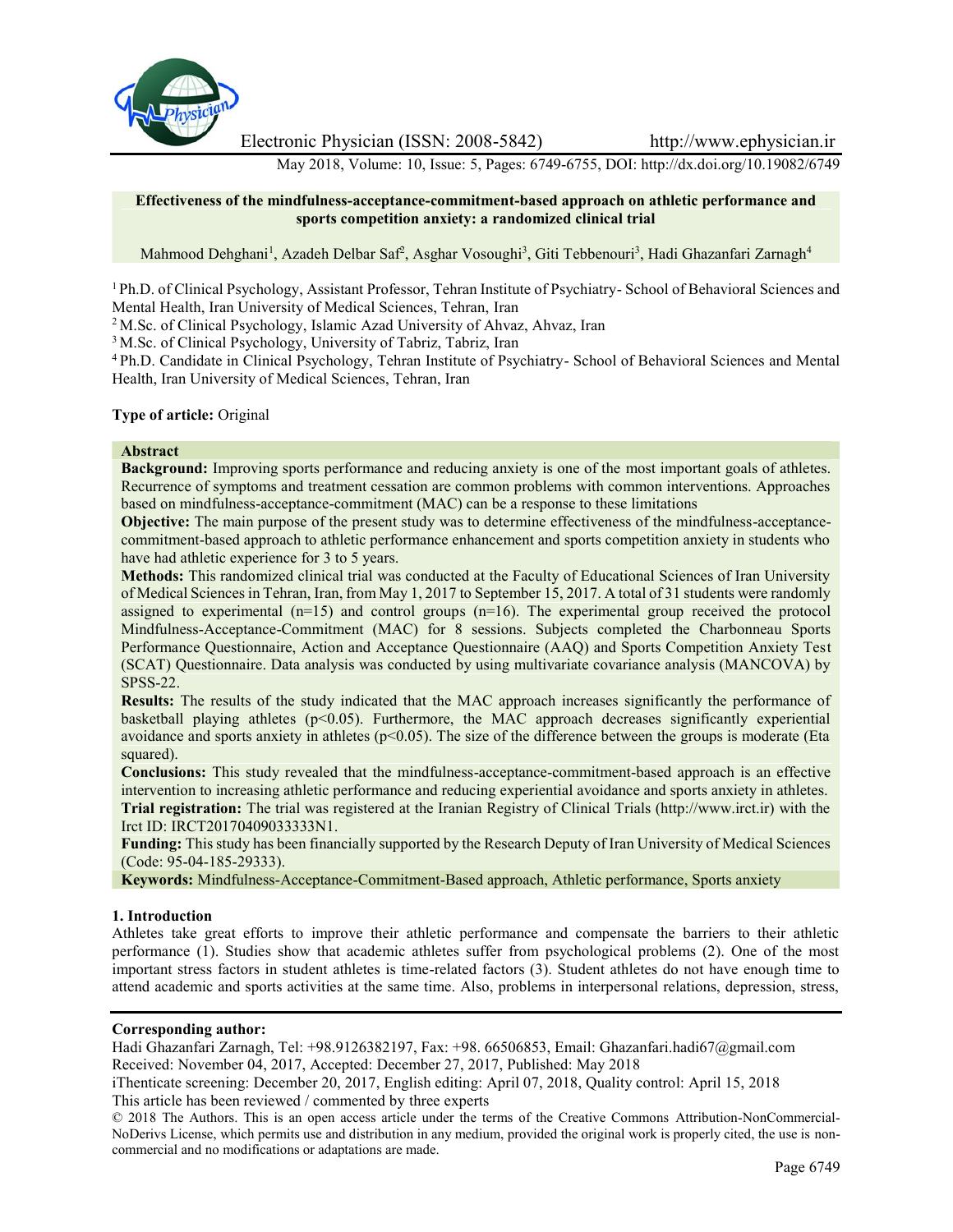# Effectiveness of the mindfulness-acceptance-commitment-based approach on athletic performance and sports competition anxiety: a randomized clinical trial

Mahmood Dehghani[1], Azadeh Delbar Saf[2], Asghar Vosoughi[3], Giti Tebbenouri[3], Hadi Ghazanfari Zarnagh[4]

[1] Ph.D. of Clinical Psychology, Assistant Professor, Tehran Institute of Psychiatry- School of Behavioral Sciences and Mental Health, Iran University of Medical Sciences, Tehran, Iran

[2] M.Sc. of Clinical Psychology, Islamic Azad University of Ahvaz, Ahvaz, Iran

[3] M.Sc. of Clinical Psychology, University of Tabriz, Tabriz, Iran

[4] Ph.D. Candidate in Clinical Psychology, Tehran Institute of Psychiatry- School of Behavioral Sciences and Mental Health, Iran University of Medical Sciences, Tehran, Iran

**Type of article:** Original

**Abstract**

**Background:** Improving sports performance and reducing anxiety is one of the most important goals of athletes. Recurrence of symptoms and treatment cessation are common problems with common interventions. Approaches based on mindfulness-acceptance-commitment (MAC) can be a response to these limitations

**Objective:** The main purpose of the present study was to determine effectiveness of the mindfulness-acceptance-commitment-based approach to athletic performance enhancement and sports competition anxiety in students who have had athletic experience for 3 to 5 years.

**Methods:** This randomized clinical trial was conducted at the Faculty of Educational Sciences of Iran University of Medical Sciences in Tehran, Iran, from May 1, 2017 to September 15, 2017. A total of 31 students were randomly assigned to experimental (n=15) and control groups (n=16). The experimental group received the protocol Mindfulness-Acceptance-Commitment (MAC) for 8 sessions. Subjects completed the Charbonneau Sports Performance Questionnaire, Action and Acceptance Questionnaire (AAQ) and Sports Competition Anxiety Test (SCAT) Questionnaire. Data analysis was conducted by using multivariate covariance analysis (MANCOVA) by SPSS-22.

**Results:** The results of the study indicated that the MAC approach increases significantly the performance of basketball playing athletes ($p<0.05$). Furthermore, the MAC approach decreases significantly experiential avoidance and sports anxiety in athletes ($p<0.05$). The size of the difference between the groups is moderate (Eta squared).

**Conclusions:** This study revealed that the mindfulness-acceptance-commitment-based approach is an effective intervention to increasing athletic performance and reducing experiential avoidance and sports anxiety in athletes.

**Trial registration:** The trial was registered at the Iranian Registry of Clinical Trials (http://www.irct.ir) with the Irct ID: IRCT20170409033333N1.

**Funding:** This study has been financially supported by the Research Deputy of Iran University of Medical Sciences (Code: 95-04-185-29333).

**Keywords:** Mindfulness-Acceptance-Commitment-Based approach, Athletic performance, Sports anxiety

## 1. Introduction

Athletes take great efforts to improve their athletic performance and compensate the barriers to their athletic performance (1). Studies show that academic athletes suffer from psychological problems (2). One of the most important stress factors in student athletes is time-related factors (3). Student athletes do not have enough time to attend academic and sports activities at the same time. Also, problems in interpersonal relations, depression, stress,

**Corresponding author:**
Hadi Ghazanfari Zarnagh, Tel: +98.9126382197, Fax: +98. 66506853, Email: Ghazanfari.hadi67@gmail.com
Received: November 04, 2017, Accepted: December 27, 2017, Published: May 2018
iThenticate screening: December 20, 2017, English editing: April 07, 2018, Quality control: April 15, 2018
This article has been reviewed / commented by three experts
© 2018 The Authors. This is an open access article under the terms of the Creative Commons Attribution-NonCommercial-NoDerivs License, which permits use and distribution in any medium, provided the original work is properly cited, the use is non-commercial and no modifications or adaptations are made.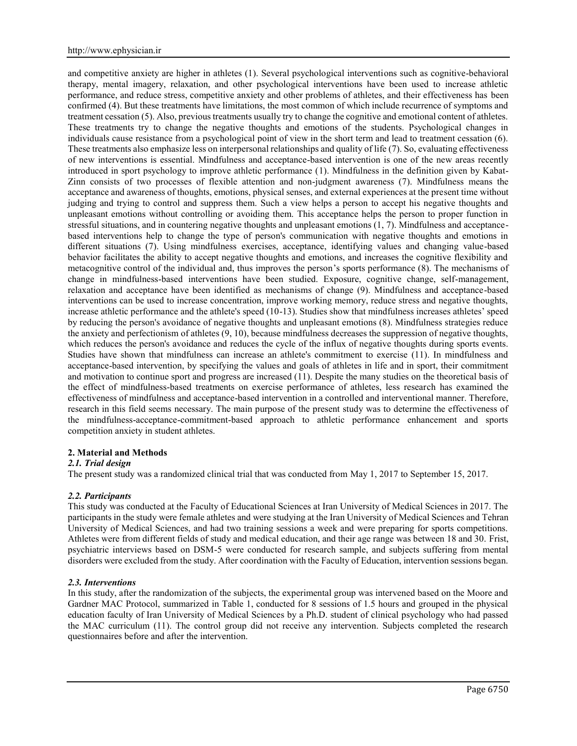and competitive anxiety are higher in athletes (1). Several psychological interventions such as cognitive-behavioral therapy, mental imagery, relaxation, and other psychological interventions have been used to increase athletic performance, and reduce stress, competitive anxiety and other problems of athletes, and their effectiveness has been confirmed (4). But these treatments have limitations, the most common of which include recurrence of symptoms and treatment cessation (5). Also, previous treatments usually try to change the cognitive and emotional content of athletes. These treatments try to change the negative thoughts and emotions of the students. Psychological changes in individuals cause resistance from a psychological point of view in the short term and lead to treatment cessation (6). These treatments also emphasize less on interpersonal relationships and quality of life (7). So, evaluating effectiveness of new interventions is essential. Mindfulness and acceptance-based intervention is one of the new areas recently introduced in sport psychology to improve athletic performance (1). Mindfulness in the definition given by Kabat-Zinn consists of two processes of flexible attention and non-judgment awareness (7). Mindfulness means the acceptance and awareness of thoughts, emotions, physical senses, and external experiences at the present time without judging and trying to control and suppress them. Such a view helps a person to accept his negative thoughts and unpleasant emotions without controlling or avoiding them. This acceptance helps the person to proper function in stressful situations, and in countering negative thoughts and unpleasant emotions (1, 7). Mindfulness and acceptance-based interventions help to change the type of person's communication with negative thoughts and emotions in different situations (7). Using mindfulness exercises, acceptance, identifying values and changing value-based behavior facilitates the ability to accept negative thoughts and emotions, and increases the cognitive flexibility and metacognitive control of the individual and, thus improves the person's sports performance (8). The mechanisms of change in mindfulness-based interventions have been studied. Exposure, cognitive change, self-management, relaxation and acceptance have been identified as mechanisms of change (9). Mindfulness and acceptance-based interventions can be used to increase concentration, improve working memory, reduce stress and negative thoughts, increase athletic performance and the athlete's speed (10-13). Studies show that mindfulness increases athletes' speed by reducing the person's avoidance of negative thoughts and unpleasant emotions (8). Mindfulness strategies reduce the anxiety and perfectionism of athletes (9, 10), because mindfulness decreases the suppression of negative thoughts, which reduces the person's avoidance and reduces the cycle of the influx of negative thoughts during sports events. Studies have shown that mindfulness can increase an athlete's commitment to exercise (11). In mindfulness and acceptance-based intervention, by specifying the values and goals of athletes in life and in sport, their commitment and motivation to continue sport and progress are increased (11). Despite the many studies on the theoretical basis of the effect of mindfulness-based treatments on exercise performance of athletes, less research has examined the effectiveness of mindfulness and acceptance-based intervention in a controlled and interventional manner. Therefore, research in this field seems necessary. The main purpose of the present study was to determine the effectiveness of the mindfulness-acceptance-commitment-based approach to athletic performance enhancement and sports competition anxiety in student athletes.

## 2. Material and Methods

### *2.1. Trial design*

The present study was a randomized clinical trial that was conducted from May 1, 2017 to September 15, 2017.

### *2.2. Participants*

This study was conducted at the Faculty of Educational Sciences at Iran University of Medical Sciences in 2017. The participants in the study were female athletes and were studying at the Iran University of Medical Sciences and Tehran University of Medical Sciences, and had two training sessions a week and were preparing for sports competitions. Athletes were from different fields of study and medical education, and their age range was between 18 and 30. Frist, psychiatric interviews based on DSM-5 were conducted for research sample, and subjects suffering from mental disorders were excluded from the study. After coordination with the Faculty of Education, intervention sessions began.

### *2.3. Interventions*

In this study, after the randomization of the subjects, the experimental group was intervened based on the Moore and Gardner MAC Protocol, summarized in Table 1, conducted for 8 sessions of 1.5 hours and grouped in the physical education faculty of Iran University of Medical Sciences by a Ph.D. student of clinical psychology who had passed the MAC curriculum (11). The control group did not receive any intervention. Subjects completed the research questionnaires before and after the intervention.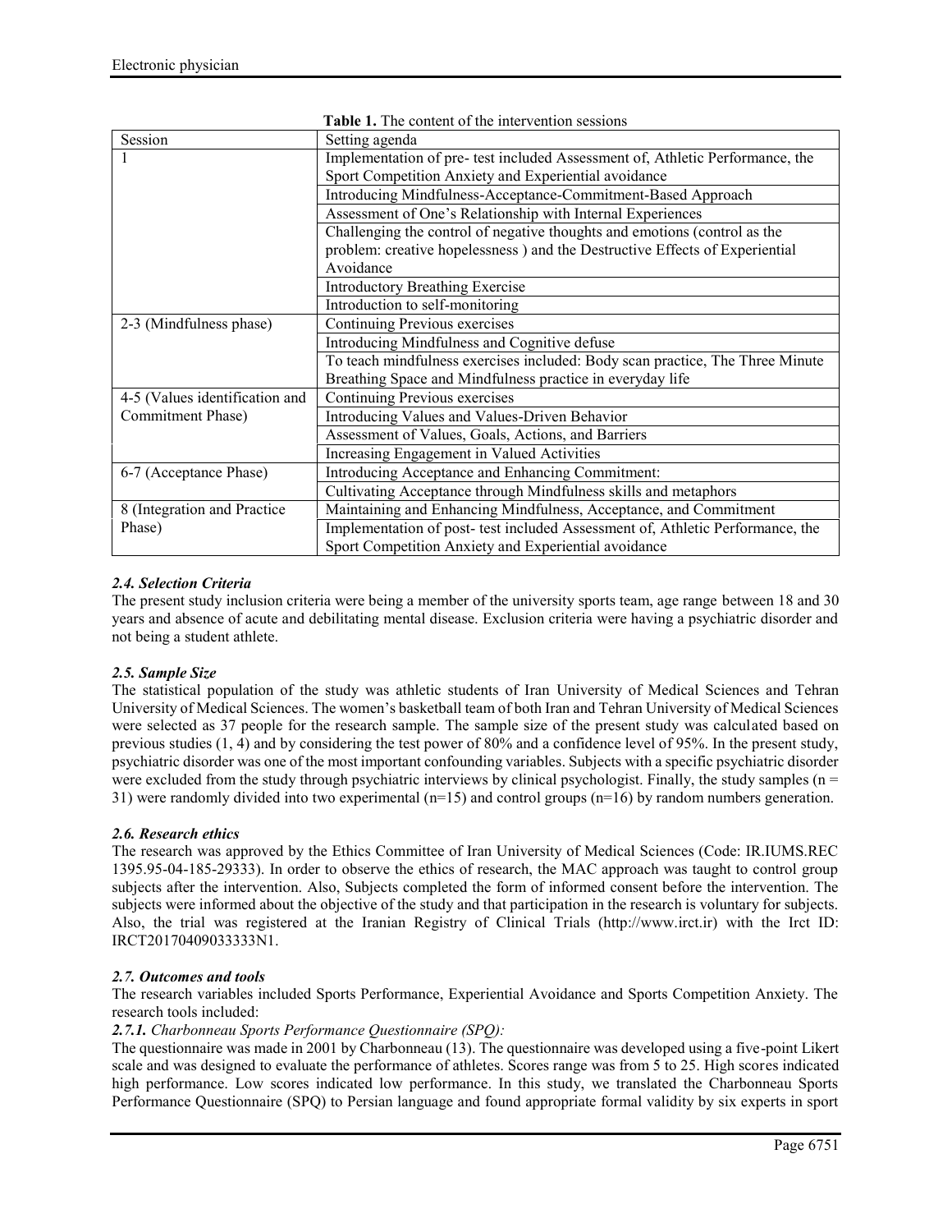**Table 1.** The content of the intervention sessions

| Session | Setting agenda |
|---|---|
| 1 | Implementation of pre- test included Assessment of, Athletic Performance, the Sport Competition Anxiety and Experiential avoidance |
| | Introducing Mindfulness-Acceptance-Commitment-Based Approach |
| | Assessment of One's Relationship with Internal Experiences |
| | Challenging the control of negative thoughts and emotions (control as the problem: creative hopelessness ) and the Destructive Effects of Experiential Avoidance |
| | Introductory Breathing Exercise |
| | Introduction to self-monitoring |
| 2-3 (Mindfulness phase) | Continuing Previous exercises |
| | Introducing Mindfulness and Cognitive defuse |
| | To teach mindfulness exercises included: Body scan practice, The Three Minute Breathing Space and Mindfulness practice in everyday life |
| 4-5 (Values identification and Commitment Phase) | Continuing Previous exercises |
| | Introducing Values and Values-Driven Behavior |
| | Assessment of Values, Goals, Actions, and Barriers |
| | Increasing Engagement in Valued Activities |
| 6-7 (Acceptance Phase) | Introducing Acceptance and Enhancing Commitment: |
| | Cultivating Acceptance through Mindfulness skills and metaphors |
| 8 (Integration and Practice Phase) | Maintaining and Enhancing Mindfulness, Acceptance, and Commitment |
| | Implementation of post- test included Assessment of, Athletic Performance, the Sport Competition Anxiety and Experiential avoidance |

### *2.4. Selection Criteria*

The present study inclusion criteria were being a member of the university sports team, age range between 18 and 30 years and absence of acute and debilitating mental disease. Exclusion criteria were having a psychiatric disorder and not being a student athlete.

### *2.5. Sample Size*

The statistical population of the study was athletic students of Iran University of Medical Sciences and Tehran University of Medical Sciences. The women's basketball team of both Iran and Tehran University of Medical Sciences were selected as 37 people for the research sample. The sample size of the present study was calculated based on previous studies (1, 4) and by considering the test power of 80% and a confidence level of 95%. In the present study, psychiatric disorder was one of the most important confounding variables. Subjects with a specific psychiatric disorder were excluded from the study through psychiatric interviews by clinical psychologist. Finally, the study samples (n = 31) were randomly divided into two experimental (n=15) and control groups (n=16) by random numbers generation.

### *2.6. Research ethics*

The research was approved by the Ethics Committee of Iran University of Medical Sciences (Code: IR.IUMS.REC 1395.95-04-185-29333). In order to observe the ethics of research, the MAC approach was taught to control group subjects after the intervention. Also, Subjects completed the form of informed consent before the intervention. The subjects were informed about the objective of the study and that participation in the research is voluntary for subjects. Also, the trial was registered at the Iranian Registry of Clinical Trials (http://www.irct.ir) with the Irct ID: IRCT20170409033333N1.

### *2.7. Outcomes and tools*

The research variables included Sports Performance, Experiential Avoidance and Sports Competition Anxiety. The research tools included:

***2.7.1.*** *Charbonneau Sports Performance Questionnaire (SPQ):*

The questionnaire was made in 2001 by Charbonneau (13). The questionnaire was developed using a five-point Likert scale and was designed to evaluate the performance of athletes. Scores range was from 5 to 25. High scores indicated high performance. Low scores indicated low performance. In this study, we translated the Charbonneau Sports Performance Questionnaire (SPQ) to Persian language and found appropriate formal validity by six experts in sport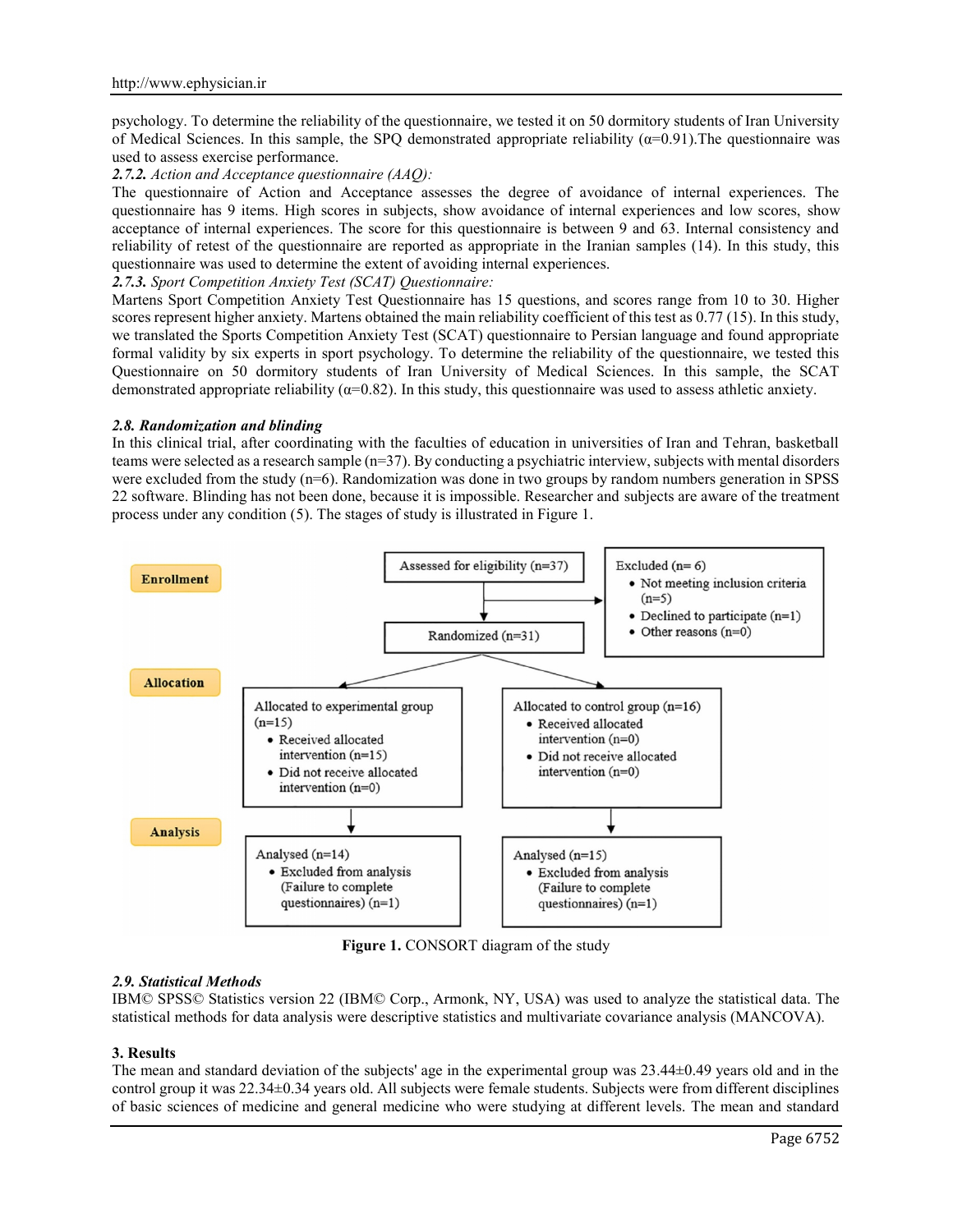psychology. To determine the reliability of the questionnaire, we tested it on 50 dormitory students of Iran University of Medical Sciences. In this sample, the SPQ demonstrated appropriate reliability (α=0.91).The questionnaire was used to assess exercise performance.

***2.7.2.*** *Action and Acceptance questionnaire (AAQ):*

The questionnaire of Action and Acceptance assesses the degree of avoidance of internal experiences. The questionnaire has 9 items. High scores in subjects, show avoidance of internal experiences and low scores, show acceptance of internal experiences. The score for this questionnaire is between 9 and 63. Internal consistency and reliability of retest of the questionnaire are reported as appropriate in the Iranian samples (14). In this study, this questionnaire was used to determine the extent of avoiding internal experiences.

***2.7.3.*** *Sport Competition Anxiety Test (SCAT) Questionnaire:*

Martens Sport Competition Anxiety Test Questionnaire has 15 questions, and scores range from 10 to 30. Higher scores represent higher anxiety. Martens obtained the main reliability coefficient of this test as 0.77 (15). In this study, we translated the Sports Competition Anxiety Test (SCAT) questionnaire to Persian language and found appropriate formal validity by six experts in sport psychology. To determine the reliability of the questionnaire, we tested this Questionnaire on 50 dormitory students of Iran University of Medical Sciences. In this sample, the SCAT demonstrated appropriate reliability (α=0.82). In this study, this questionnaire was used to assess athletic anxiety.

### *2.8. Randomization and blinding*

In this clinical trial, after coordinating with the faculties of education in universities of Iran and Tehran, basketball teams were selected as a research sample (n=37). By conducting a psychiatric interview, subjects with mental disorders were excluded from the study (n=6). Randomization was done in two groups by random numbers generation in SPSS 22 software. Blinding has not been done, because it is impossible. Researcher and subjects are aware of the treatment process under any condition (5). The stages of study is illustrated in Figure 1.

**Enrollment**

- Assessed for eligibility (n=37)
- Excluded (n= 6)
  - Not meeting inclusion criteria (n=5)
  - Declined to participate (n=1)
  - Other reasons (n=0)
- Randomized (n=31)

**Allocation**

- Allocated to experimental group (n=15)
  - Received allocated intervention (n=15)
  - Did not receive allocated intervention (n=0)
- Allocated to control group (n=16)
  - Received allocated intervention (n=0)
  - Did not receive allocated intervention (n=0)

**Analysis**

- Analysed (n=14)
  - Excluded from analysis (Failure to complete questionnaires) (n=1)
- Analysed (n=15)
  - Excluded from analysis (Failure to complete questionnaires) (n=1)

**Figure 1.** CONSORT diagram of the study

### *2.9. Statistical Methods*

IBM© SPSS© Statistics version 22 (IBM© Corp., Armonk, NY, USA) was used to analyze the statistical data. The statistical methods for data analysis were descriptive statistics and multivariate covariance analysis (MANCOVA).

## 3. Results

The mean and standard deviation of the subjects' age in the experimental group was 23.44±0.49 years old and in the control group it was 22.34±0.34 years old. All subjects were female students. Subjects were from different disciplines of basic sciences of medicine and general medicine who were studying at different levels. The mean and standard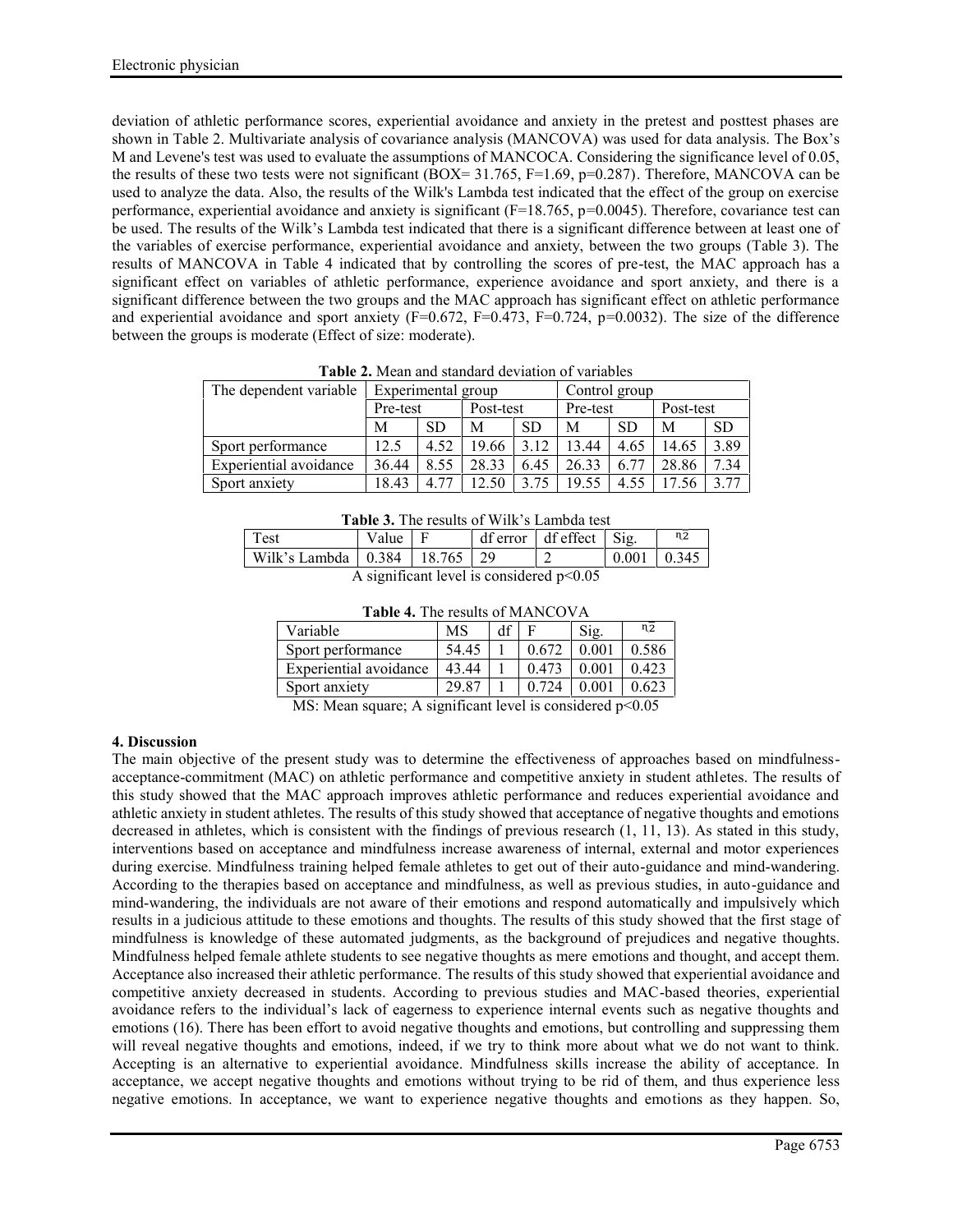deviation of athletic performance scores, experiential avoidance and anxiety in the pretest and posttest phases are shown in Table 2. Multivariate analysis of covariance analysis (MANCOVA) was used for data analysis. The Box's M and Levene's test was used to evaluate the assumptions of MANCOCA. Considering the significance level of 0.05, the results of these two tests were not significant (BOX= 31.765, F=1.69, p=0.287). Therefore, MANCOVA can be used to analyze the data. Also, the results of the Wilk's Lambda test indicated that the effect of the group on exercise performance, experiential avoidance and anxiety is significant (F=18.765, p=0.0045). Therefore, covariance test can be used. The results of the Wilk's Lambda test indicated that there is a significant difference between at least one of the variables of exercise performance, experiential avoidance and anxiety, between the two groups (Table 3). The results of MANCOVA in Table 4 indicated that by controlling the scores of pre-test, the MAC approach has a significant effect on variables of athletic performance, experience avoidance and sport anxiety, and there is a significant difference between the two groups and the MAC approach has significant effect on athletic performance and experiential avoidance and sport anxiety (F=0.672, F=0.473, F=0.724, p=0.0032). The size of the difference between the groups is moderate (Effect of size: moderate).

**Table 2.** Mean and standard deviation of variables

| The dependent variable | Experimental group | | | | Control group | | | |
|---|---|---|---|---|---|---|---|---|
| | Pre-test | | Post-test | | Pre-test | | Post-test | |
| | M | SD | M | SD | M | SD | M | SD |
| Sport performance | 12.5 | 4.52 | 19.66 | 3.12 | 13.44 | 4.65 | 14.65 | 3.89 |
| Experiential avoidance | 36.44 | 8.55 | 28.33 | 6.45 | 26.33 | 6.77 | 28.86 | 7.34 |
| Sport anxiety | 18.43 | 4.77 | 12.50 | 3.75 | 19.55 | 4.55 | 17.56 | 3.77 |

**Table 3.** The results of Wilk's Lambda test

| Test | Value | F | df error | df effect | Sig. | $\eta^2$ |
|---|---|---|---|---|---|---|
| Wilk's Lambda | 0.384 | 18.765 | 29 | 2 | 0.001 | 0.345 |

A significant level is considered $p<0.05$

**Table 4.** The results of MANCOVA

| Variable | MS | df | F | Sig. | $\eta^2$ |
|---|---|---|---|---|---|
| Sport performance | 54.45 | 1 | 0.672 | 0.001 | 0.586 |
| Experiential avoidance | 43.44 | 1 | 0.473 | 0.001 | 0.423 |
| Sport anxiety | 29.87 | 1 | 0.724 | 0.001 | 0.623 |

MS: Mean square; A significant level is considered $p<0.05$

## 4. Discussion

The main objective of the present study was to determine the effectiveness of approaches based on mindfulness-acceptance-commitment (MAC) on athletic performance and competitive anxiety in student athletes. The results of this study showed that the MAC approach improves athletic performance and reduces experiential avoidance and athletic anxiety in student athletes. The results of this study showed that acceptance of negative thoughts and emotions decreased in athletes, which is consistent with the findings of previous research (1, 11, 13). As stated in this study, interventions based on acceptance and mindfulness increase awareness of internal, external and motor experiences during exercise. Mindfulness training helped female athletes to get out of their auto-guidance and mind-wandering. According to the therapies based on acceptance and mindfulness, as well as previous studies, in auto-guidance and mind-wandering, the individuals are not aware of their emotions and respond automatically and impulsively which results in a judicious attitude to these emotions and thoughts. The results of this study showed that the first stage of mindfulness is knowledge of these automated judgments, as the background of prejudices and negative thoughts. Mindfulness helped female athlete students to see negative thoughts as mere emotions and thought, and accept them. Acceptance also increased their athletic performance. The results of this study showed that experiential avoidance and competitive anxiety decreased in students. According to previous studies and MAC-based theories, experiential avoidance refers to the individual's lack of eagerness to experience internal events such as negative thoughts and emotions (16). There has been effort to avoid negative thoughts and emotions, but controlling and suppressing them will reveal negative thoughts and emotions, indeed, if we try to think more about what we do not want to think. Accepting is an alternative to experiential avoidance. Mindfulness skills increase the ability of acceptance. In acceptance, we accept negative thoughts and emotions without trying to be rid of them, and thus experience less negative emotions. In acceptance, we want to experience negative thoughts and emotions as they happen. So,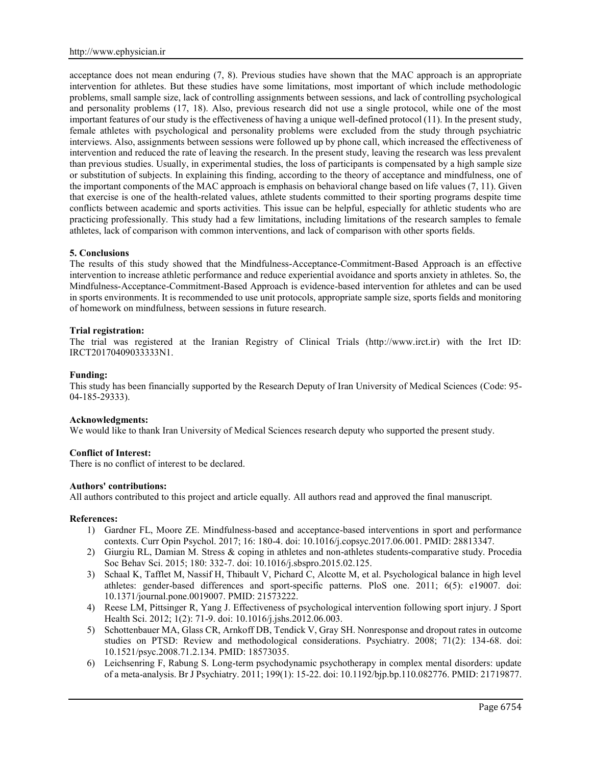acceptance does not mean enduring (7, 8). Previous studies have shown that the MAC approach is an appropriate intervention for athletes. But these studies have some limitations, most important of which include methodologic problems, small sample size, lack of controlling assignments between sessions, and lack of controlling psychological and personality problems (17, 18). Also, previous research did not use a single protocol, while one of the most important features of our study is the effectiveness of having a unique well-defined protocol (11). In the present study, female athletes with psychological and personality problems were excluded from the study through psychiatric interviews. Also, assignments between sessions were followed up by phone call, which increased the effectiveness of intervention and reduced the rate of leaving the research. In the present study, leaving the research was less prevalent than previous studies. Usually, in experimental studies, the loss of participants is compensated by a high sample size or substitution of subjects. In explaining this finding, according to the theory of acceptance and mindfulness, one of the important components of the MAC approach is emphasis on behavioral change based on life values (7, 11). Given that exercise is one of the health-related values, athlete students committed to their sporting programs despite time conflicts between academic and sports activities. This issue can be helpful, especially for athletic students who are practicing professionally. This study had a few limitations, including limitations of the research samples to female athletes, lack of comparison with common interventions, and lack of comparison with other sports fields.

## 5. Conclusions

The results of this study showed that the Mindfulness-Acceptance-Commitment-Based Approach is an effective intervention to increase athletic performance and reduce experiential avoidance and sports anxiety in athletes. So, the Mindfulness-Acceptance-Commitment-Based Approach is evidence-based intervention for athletes and can be used in sports environments. It is recommended to use unit protocols, appropriate sample size, sports fields and monitoring of homework on mindfulness, between sessions in future research.

**Trial registration:**

The trial was registered at the Iranian Registry of Clinical Trials (http://www.irct.ir) with the Irct ID: IRCT20170409033333N1.

**Funding:**

This study has been financially supported by the Research Deputy of Iran University of Medical Sciences (Code: 95-04-185-29333).

**Acknowledgments:**

We would like to thank Iran University of Medical Sciences research deputy who supported the present study.

**Conflict of Interest:**

There is no conflict of interest to be declared.

**Authors' contributions:**

All authors contributed to this project and article equally. All authors read and approved the final manuscript.

**References:**

1) Gardner FL, Moore ZE. Mindfulness-based and acceptance-based interventions in sport and performance contexts. Curr Opin Psychol. 2017; 16: 180-4. doi: 10.1016/j.copsyc.2017.06.001. PMID: 28813347.
2) Giurgiu RL, Damian M. Stress & coping in athletes and non-athletes students-comparative study. Procedia Soc Behav Sci. 2015; 180: 332-7. doi: 10.1016/j.sbspro.2015.02.125.
3) Schaal K, Tafflet M, Nassif H, Thibault V, Pichard C, Alcotte M, et al. Psychological balance in high level athletes: gender-based differences and sport-specific patterns. PloS one. 2011; 6(5): e19007. doi: 10.1371/journal.pone.0019007. PMID: 21573222.
4) Reese LM, Pittsinger R, Yang J. Effectiveness of psychological intervention following sport injury. J Sport Health Sci. 2012; 1(2): 71-9. doi: 10.1016/j.jshs.2012.06.003.
5) Schottenbauer MA, Glass CR, Arnkoff DB, Tendick V, Gray SH. Nonresponse and dropout rates in outcome studies on PTSD: Review and methodological considerations. Psychiatry. 2008; 71(2): 134-68. doi: 10.1521/psyc.2008.71.2.134. PMID: 18573035.
6) Leichsenring F, Rabung S. Long-term psychodynamic psychotherapy in complex mental disorders: update of a meta-analysis. Br J Psychiatry. 2011; 199(1): 15-22. doi: 10.1192/bjp.bp.110.082776. PMID: 21719877.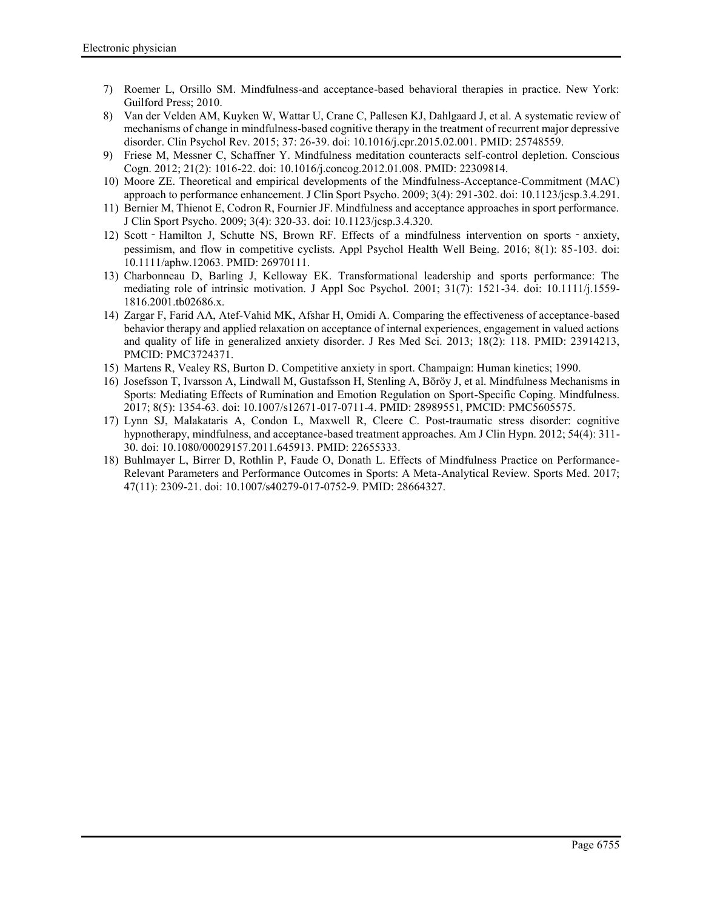7) Roemer L, Orsillo SM. Mindfulness-and acceptance-based behavioral therapies in practice. New York: Guilford Press; 2010.
8) Van der Velden AM, Kuyken W, Wattar U, Crane C, Pallesen KJ, Dahlgaard J, et al. A systematic review of mechanisms of change in mindfulness-based cognitive therapy in the treatment of recurrent major depressive disorder. Clin Psychol Rev. 2015; 37: 26-39. doi: 10.1016/j.cpr.2015.02.001. PMID: 25748559.
9) Friese M, Messner C, Schaffner Y. Mindfulness meditation counteracts self-control depletion. Conscious Cogn. 2012; 21(2): 1016-22. doi: 10.1016/j.concog.2012.01.008. PMID: 22309814.
10) Moore ZE. Theoretical and empirical developments of the Mindfulness-Acceptance-Commitment (MAC) approach to performance enhancement. J Clin Sport Psycho. 2009; 3(4): 291-302. doi: 10.1123/jcsp.3.4.291.
11) Bernier M, Thienot E, Codron R, Fournier JF. Mindfulness and acceptance approaches in sport performance. J Clin Sport Psycho. 2009; 3(4): 320-33. doi: 10.1123/jcsp.3.4.320.
12) Scott‐Hamilton J, Schutte NS, Brown RF. Effects of a mindfulness intervention on sports‐anxiety, pessimism, and flow in competitive cyclists. Appl Psychol Health Well Being. 2016; 8(1): 85-103. doi: 10.1111/aphw.12063. PMID: 26970111.
13) Charbonneau D, Barling J, Kelloway EK. Transformational leadership and sports performance: The mediating role of intrinsic motivation. J Appl Soc Psychol. 2001; 31(7): 1521-34. doi: 10.1111/j.1559-1816.2001.tb02686.x.
14) Zargar F, Farid AA, Atef-Vahid MK, Afshar H, Omidi A. Comparing the effectiveness of acceptance-based behavior therapy and applied relaxation on acceptance of internal experiences, engagement in valued actions and quality of life in generalized anxiety disorder. J Res Med Sci. 2013; 18(2): 118. PMID: 23914213, PMCID: PMC3724371.
15) Martens R, Vealey RS, Burton D. Competitive anxiety in sport. Champaign: Human kinetics; 1990.
16) Josefsson T, Ivarsson A, Lindwall M, Gustafsson H, Stenling A, Böröy J, et al. Mindfulness Mechanisms in Sports: Mediating Effects of Rumination and Emotion Regulation on Sport-Specific Coping. Mindfulness. 2017; 8(5): 1354-63. doi: 10.1007/s12671-017-0711-4. PMID: 28989551, PMCID: PMC5605575.
17) Lynn SJ, Malakataris A, Condon L, Maxwell R, Cleere C. Post-traumatic stress disorder: cognitive hypnotherapy, mindfulness, and acceptance-based treatment approaches. Am J Clin Hypn. 2012; 54(4): 311-30. doi: 10.1080/00029157.2011.645913. PMID: 22655333.
18) Buhlmayer L, Birrer D, Rothlin P, Faude O, Donath L. Effects of Mindfulness Practice on Performance-Relevant Parameters and Performance Outcomes in Sports: A Meta-Analytical Review. Sports Med. 2017; 47(11): 2309-21. doi: 10.1007/s40279-017-0752-9. PMID: 28664327.